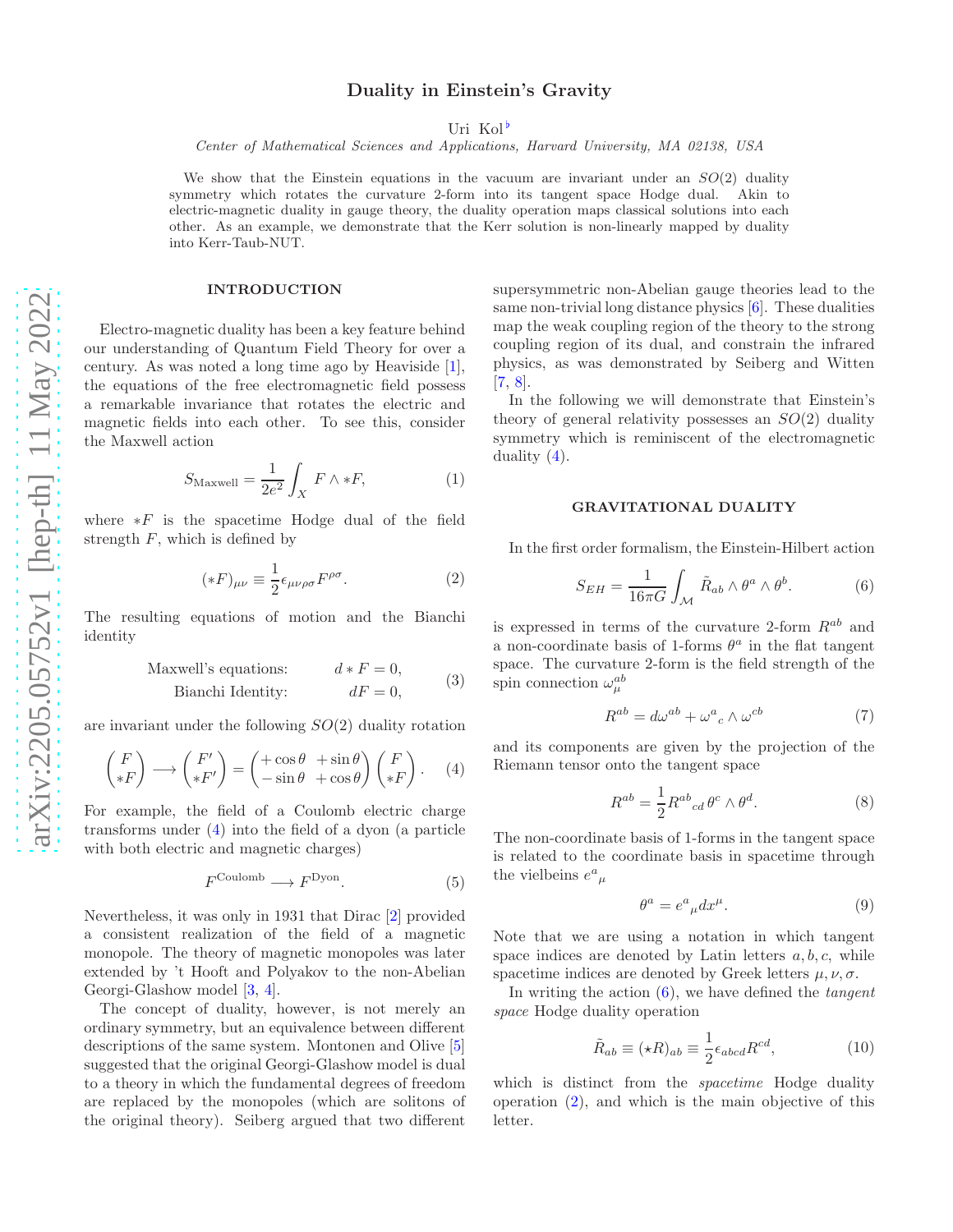# Duality in Einstein's Gravity

Uri Kol[♭]

*Center of Mathematical Sciences and Applications, Harvard University, MA 02138, USA*

We show that the Einstein equations in the vacuum are invariant under an $SO(2)$ duality symmetry which rotates the curvature 2-form into its tangent space Hodge dual. Akin to electric-magnetic duality in gauge theory, the duality operation maps classical solutions into each other. As an example, we demonstrate that the Kerr solution is non-linearly mapped by duality into Kerr-Taub-NUT.

## INTRODUCTION

Electro-magnetic duality has been a key feature behind our understanding of Quantum Field Theory for over a century. As was noted a long time ago by Heaviside [1], the equations of the free electromagnetic field possess a remarkable invariance that rotates the electric and magnetic fields into each other. To see this, consider the Maxwell action

$$S_{\text{Maxwell}} = \frac{1}{2e^2}\int_X F\wedge *F, \tag{1}$$

where $*F$ is the spacetime Hodge dual of the field strength $F$, which is defined by

$$(*F)_{\mu\nu} \equiv \frac{1}{2}\epsilon_{\mu\nu\rho\sigma}F^{\rho\sigma}. \tag{2}$$

The resulting equations of motion and the Bianchi identity

$$\begin{aligned} \text{Maxwell's equations:} \qquad & d*F = 0, \\ \text{Bianchi Identity:} \qquad & dF = 0, \end{aligned} \tag{3}$$

are invariant under the following $SO(2)$ duality rotation

$$\begin{pmatrix} F \\ *F \end{pmatrix} \longrightarrow \begin{pmatrix} F' \\ *F' \end{pmatrix} = \begin{pmatrix} +\cos\theta & +\sin\theta \\ -\sin\theta & +\cos\theta \end{pmatrix}\begin{pmatrix} F \\ *F \end{pmatrix}. \tag{4}$$

For example, the field of a Coulomb electric charge transforms under (4) into the field of a dyon (a particle with both electric and magnetic charges)

$$F^{\text{Coulomb}} \longrightarrow F^{\text{Dyon}}. \tag{5}$$

Nevertheless, it was only in 1931 that Dirac [2] provided a consistent realization of the field of a magnetic monopole. The theory of magnetic monopoles was later extended by 't Hooft and Polyakov to the non-Abelian Georgi-Glashow model [3, 4].

The concept of duality, however, is not merely an ordinary symmetry, but an equivalence between different descriptions of the same system. Montonen and Olive [5] suggested that the original Georgi-Glashow model is dual to a theory in which the fundamental degrees of freedom are replaced by the monopoles (which are solitons of the original theory). Seiberg argued that two different supersymmetric non-Abelian gauge theories lead to the same non-trivial long distance physics [6]. These dualities map the weak coupling region of the theory to the strong coupling region of its dual, and constrain the infrared physics, as was demonstrated by Seiberg and Witten [7, 8].

In the following we will demonstrate that Einstein's theory of general relativity possesses an $SO(2)$ duality symmetry which is reminiscent of the electromagnetic duality (4).

## GRAVITATIONAL DUALITY

In the first order formalism, the Einstein-Hilbert action

$$S_{EH} = \frac{1}{16\pi G}\int_{\mathcal{M}} \tilde{R}_{ab}\wedge\theta^a\wedge\theta^b. \tag{6}$$

is expressed in terms of the curvature 2-form $R^{ab}$ and a non-coordinate basis of 1-forms $\theta^a$ in the flat tangent space. The curvature 2-form is the field strength of the spin connection $\omega_\mu^{ab}$

$$R^{ab} = d\omega^{ab} + \omega^a{}_c\wedge\omega^{cb} \tag{7}$$

and its components are given by the projection of the Riemann tensor onto the tangent space

$$R^{ab} = \frac{1}{2}R^{ab}{}_{cd}\,\theta^c\wedge\theta^d. \tag{8}$$

The non-coordinate basis of 1-forms in the tangent space is related to the coordinate basis in spacetime through the vielbeins $e^a{}_\mu$

$$\theta^a = e^a{}_\mu dx^\mu. \tag{9}$$

Note that we are using a notation in which tangent space indices are denoted by Latin letters $a, b, c$, while spacetime indices are denoted by Greek letters $\mu, \nu, \sigma$.

In writing the action (6), we have defined the *tangent space* Hodge duality operation

$$\tilde{R}_{ab} \equiv (\star R)_{ab} \equiv \frac{1}{2}\epsilon_{abcd}R^{cd}, \tag{10}$$

which is distinct from the *spacetime* Hodge duality operation (2), and which is the main objective of this letter.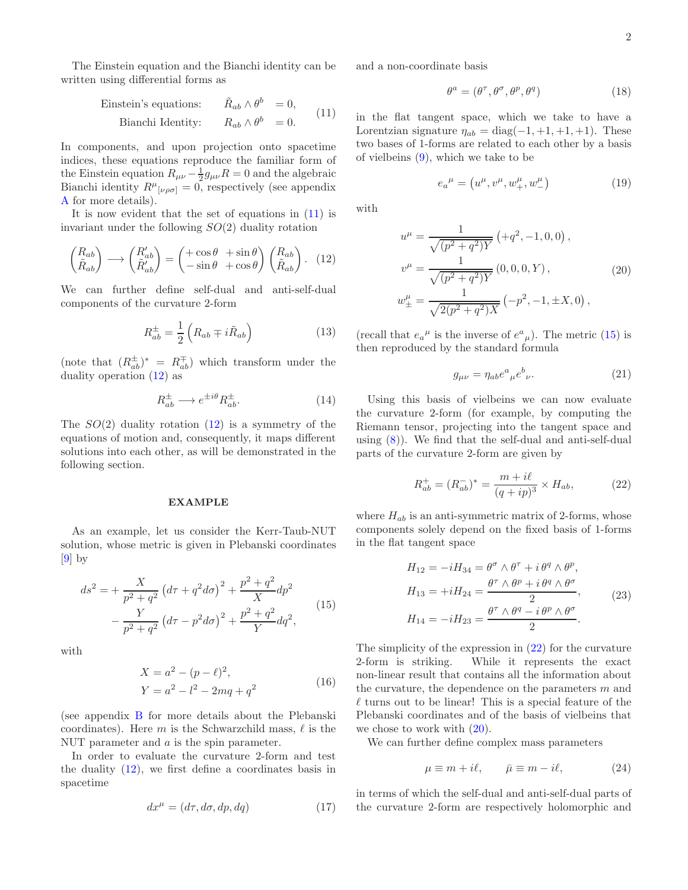The Einstein equation and the Bianchi identity can be written using differential forms as

$$
\begin{aligned}
\text{Einstein's equations:} \qquad \tilde{R}_{ab} \wedge \theta^b &= 0, \\
\text{Bianchi Identity:} \qquad R_{ab} \wedge \theta^b &= 0.
\end{aligned}
\tag{11}
$$

In components, and upon projection onto spacetime indices, these equations reproduce the familiar form of the Einstein equation $R_{\mu\nu} - \frac{1}{2} g_{\mu\nu} R = 0$ and the algebraic Bianchi identity $R^{\mu}{}_{[\nu\rho\sigma]} = 0$, respectively (see appendix A for more details).

It is now evident that the set of equations in (11) is invariant under the following $SO(2)$ duality rotation

$$
\begin{pmatrix} R_{ab} \\ \tilde{R}_{ab} \end{pmatrix} \longrightarrow \begin{pmatrix} R'_{ab} \\ \tilde{R}'_{ab} \end{pmatrix} = \begin{pmatrix} +\cos\theta & +\sin\theta \\ -\sin\theta & +\cos\theta \end{pmatrix} \begin{pmatrix} R_{ab} \\ \tilde{R}_{ab} \end{pmatrix}. \tag{12}
$$

We can further define self-dual and anti-self-dual components of the curvature 2-form

$$
R^{\pm}_{ab} = \frac{1}{2} \left( R_{ab} \mp i \tilde{R}_{ab} \right) \tag{13}
$$

(note that $(R^{\pm}_{ab})^* = R^{\mp}_{ab}$) which transform under the duality operation (12) as

$$
R^{\pm}_{ab} \longrightarrow e^{\pm i\theta} R^{\pm}_{ab}. \tag{14}
$$

The $SO(2)$ duality rotation (12) is a symmetry of the equations of motion and, consequently, it maps different solutions into each other, as will be demonstrated in the following section.

## EXAMPLE

As an example, let us consider the Kerr-Taub-NUT solution, whose metric is given in Plebanski coordinates [9] by

$$
\begin{aligned}
ds^2 = &+ \frac{X}{p^2+q^2} \left( d\tau + q^2 d\sigma \right)^2 + \frac{p^2+q^2}{X} dp^2 \\
&- \frac{Y}{p^2+q^2} \left( d\tau - p^2 d\sigma \right)^2 + \frac{p^2+q^2}{Y} dq^2,
\end{aligned}
\tag{15}
$$

with

$$
\begin{aligned}
X &= a^2 - (p-\ell)^2, \\
Y &= a^2 - l^2 - 2mq + q^2
\end{aligned}
\tag{16}
$$

(see appendix B for more details about the Plebanski coordinates). Here $m$ is the Schwarzchild mass, $\ell$ is the NUT parameter and $a$ is the spin parameter.

In order to evaluate the curvature 2-form and test the duality (12), we first define a coordinates basis in spacetime

$$
dx^{\mu} = (d\tau, d\sigma, dp, dq) \tag{17}
$$

and a non-coordinate basis

$$
\theta^a = (\theta^{\tau}, \theta^{\sigma}, \theta^{p}, \theta^{q}) \tag{18}
$$

in the flat tangent space, which we take to have a Lorentzian signature $\eta_{ab} = \text{diag}(-1, +1, +1, +1)$. These two bases of 1-forms are related to each other by a basis of vielbeins (9), which we take to be

$$
e_a{}^{\mu} = \left( u^{\mu}, v^{\mu}, w^{\mu}_{+}, w^{\mu}_{-} \right) \tag{19}
$$

with

$$
\begin{aligned}
u^{\mu} &= \frac{1}{\sqrt{(p^2+q^2)Y}} \left( +q^2, -1, 0, 0 \right), \\
v^{\mu} &= \frac{1}{\sqrt{(p^2+q^2)Y}} \left( 0, 0, 0, Y \right), \\
w^{\mu}_{\pm} &= \frac{1}{\sqrt{2(p^2+q^2)X}} \left( -p^2, -1, \pm X, 0 \right),
\end{aligned}
\tag{20}
$$

(recall that $e_a{}^{\mu}$ is the inverse of $e^a{}_{\mu}$). The metric (15) is then reproduced by the standard formula

$$
g_{\mu\nu} = \eta_{ab} e^a{}_{\mu} e^b{}_{\nu}. \tag{21}
$$

Using this basis of vielbeins we can now evaluate the curvature 2-form (for example, by computing the Riemann tensor, projecting into the tangent space and using (8)). We find that the self-dual and anti-self-dual parts of the curvature 2-form are given by

$$
R^{+}_{ab} = (R^{-}_{ab})^* = \frac{m + i\ell}{(q+ip)^3} \times H_{ab}, \tag{22}
$$

where $H_{ab}$ is an anti-symmetric matrix of 2-forms, whose components solely depend on the fixed basis of 1-forms in the flat tangent space

$$
\begin{aligned}
H_{12} = -iH_{34} &= \theta^{\sigma} \wedge \theta^{\tau} + i\, \theta^{q} \wedge \theta^{p}, \\
H_{13} = +iH_{24} &= \frac{\theta^{\tau} \wedge \theta^{p} + i\, \theta^{q} \wedge \theta^{\sigma}}{2}, \\
H_{14} = -iH_{23} &= \frac{\theta^{\tau} \wedge \theta^{q} - i\, \theta^{p} \wedge \theta^{\sigma}}{2}.
\end{aligned}
\tag{23}
$$

The simplicity of the expression in (22) for the curvature 2-form is striking. While it represents the exact non-linear result that contains all the information about the curvature, the dependence on the parameters $m$ and $\ell$ turns out to be linear! This is a special feature of the Plebanski coordinates and of the basis of vielbeins that we chose to work with (20).

We can further define complex mass parameters

$$
\mu \equiv m + i\ell, \qquad \bar{\mu} \equiv m - i\ell, \tag{24}
$$

in terms of which the self-dual and anti-self-dual parts of the curvature 2-form are respectively holomorphic and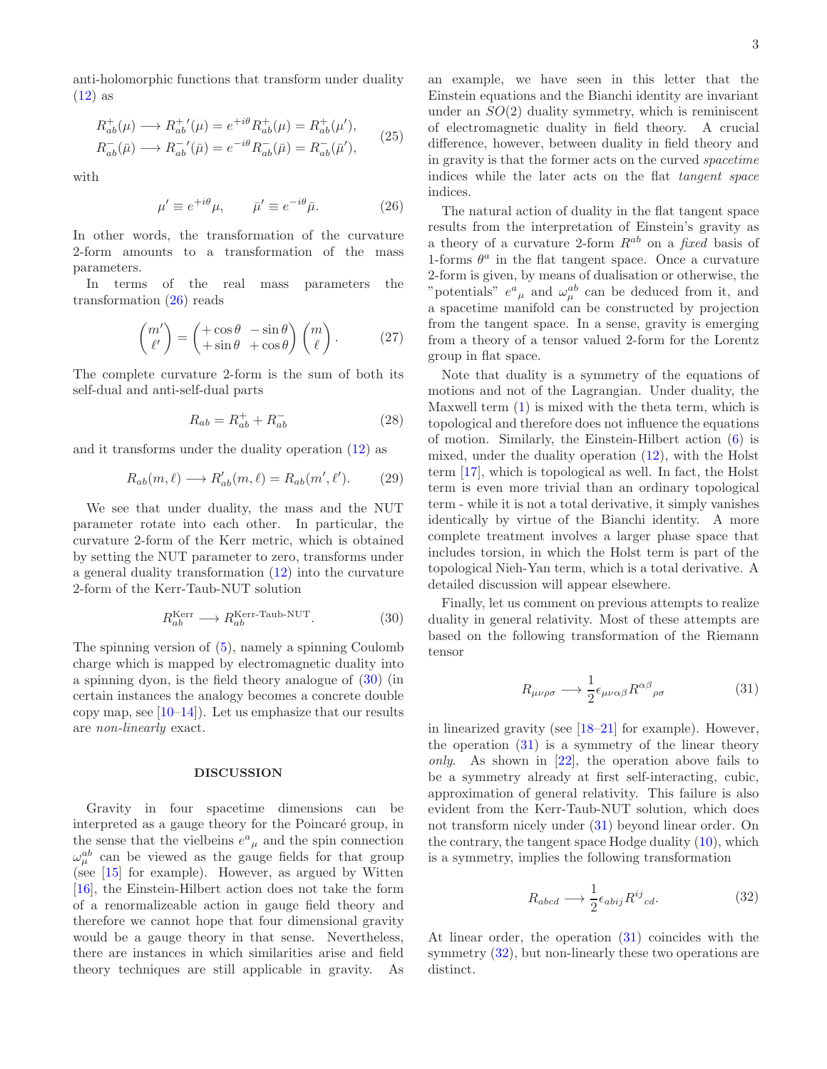anti-holomorphic functions that transform under duality (12) as

$$
\begin{aligned}
R^+_{ab}(\mu) &\longrightarrow {R^+_{ab}}'(\mu) = e^{+i\theta} R^+_{ab}(\mu) = R^+_{ab}(\mu'), \\
R^-_{ab}(\bar{\mu}) &\longrightarrow {R^-_{ab}}'(\bar{\mu}) = e^{-i\theta} R^-_{ab}(\bar{\mu}) = R^-_{ab}(\bar{\mu}'),
\end{aligned}
\tag{25}
$$

with

$$
\mu' \equiv e^{+i\theta}\mu, \qquad \bar{\mu}' \equiv e^{-i\theta}\bar{\mu}. \tag{26}
$$

In other words, the transformation of the curvature 2-form amounts to a transformation of the mass parameters.

In terms of the real mass parameters the transformation (26) reads

$$
\begin{pmatrix} m' \\ \ell' \end{pmatrix} = \begin{pmatrix} +\cos\theta & -\sin\theta \\ +\sin\theta & +\cos\theta \end{pmatrix} \begin{pmatrix} m \\ \ell \end{pmatrix}. \tag{27}
$$

The complete curvature 2-form is the sum of both its self-dual and anti-self-dual parts

$$
R_{ab} = R^+_{ab} + R^-_{ab} \tag{28}
$$

and it transforms under the duality operation (12) as

$$
R_{ab}(m,\ell) \longrightarrow R'_{ab}(m,\ell) = R_{ab}(m',\ell'). \tag{29}
$$

We see that under duality, the mass and the NUT parameter rotate into each other. In particular, the curvature 2-form of the Kerr metric, which is obtained by setting the NUT parameter to zero, transforms under a general duality transformation (12) into the curvature 2-form of the Kerr-Taub-NUT solution

$$
R^{\text{Kerr}}_{ab} \longrightarrow R^{\text{Kerr-Taub-NUT}}_{ab}. \tag{30}
$$

The spinning version of (5), namely a spinning Coulomb charge which is mapped by electromagnetic duality into a spinning dyon, is the field theory analogue of (30) (in certain instances the analogy becomes a concrete double copy map, see [10–14]). Let us emphasize that our results are *non-linearly* exact.

## DISCUSSION

Gravity in four spacetime dimensions can be interpreted as a gauge theory for the Poincaré group, in the sense that the vielbeins ${e^a}_\mu$ and the spin connection $\omega^{ab}_\mu$ can be viewed as the gauge fields for that group (see [15] for example). However, as argued by Witten [16], the Einstein-Hilbert action does not take the form of a renormalizeable action in gauge field theory and therefore we cannot hope that four dimensional gravity would be a gauge theory in that sense. Nevertheless, there are instances in which similarities arise and field theory techniques are still applicable in gravity. As an example, we have seen in this letter that the Einstein equations and the Bianchi identity are invariant under an $SO(2)$ duality symmetry, which is reminiscent of electromagnetic duality in field theory. A crucial difference, however, between duality in field theory and in gravity is that the former acts on the curved *spacetime* indices while the later acts on the flat *tangent space* indices.

The natural action of duality in the flat tangent space results from the interpretation of Einstein's gravity as a theory of a curvature 2-form $R^{ab}$ on a *fixed* basis of 1-forms $\theta^a$ in the flat tangent space. Once a curvature 2-form is given, by means of dualisation or otherwise, the "potentials" ${e^a}_\mu$ and $\omega^{ab}_\mu$ can be deduced from it, and a spacetime manifold can be constructed by projection from the tangent space. In a sense, gravity is emerging from a theory of a tensor valued 2-form for the Lorentz group in flat space.

Note that duality is a symmetry of the equations of motions and not of the Lagrangian. Under duality, the Maxwell term (1) is mixed with the theta term, which is topological and therefore does not influence the equations of motion. Similarly, the Einstein-Hilbert action (6) is mixed, under the duality operation (12), with the Holst term [17], which is topological as well. In fact, the Holst term is even more trivial than an ordinary topological term - while it is not a total derivative, it simply vanishes identically by virtue of the Bianchi identity. A more complete treatment involves a larger phase space that includes torsion, in which the Holst term is part of the topological Nieh-Yan term, which is a total derivative. A detailed discussion will appear elsewhere.

Finally, let us comment on previous attempts to realize duality in general relativity. Most of these attempts are based on the following transformation of the Riemann tensor

$$
R_{\mu\nu\rho\sigma} \longrightarrow \frac{1}{2}\epsilon_{\mu\nu\alpha\beta}{R^{\alpha\beta}}_{\rho\sigma} \tag{31}
$$

in linearized gravity (see [18–21] for example). However, the operation (31) is a symmetry of the linear theory *only*. As shown in [22], the operation above fails to be a symmetry already at first self-interacting, cubic, approximation of general relativity. This failure is also evident from the Kerr-Taub-NUT solution, which does not transform nicely under (31) beyond linear order. On the contrary, the tangent space Hodge duality (10), which is a symmetry, implies the following transformation

$$
R_{abcd} \longrightarrow \frac{1}{2}\epsilon_{abij}{R^{ij}}_{cd}. \tag{32}
$$

At linear order, the operation (31) coincides with the symmetry (32), but non-linearly these two operations are distinct.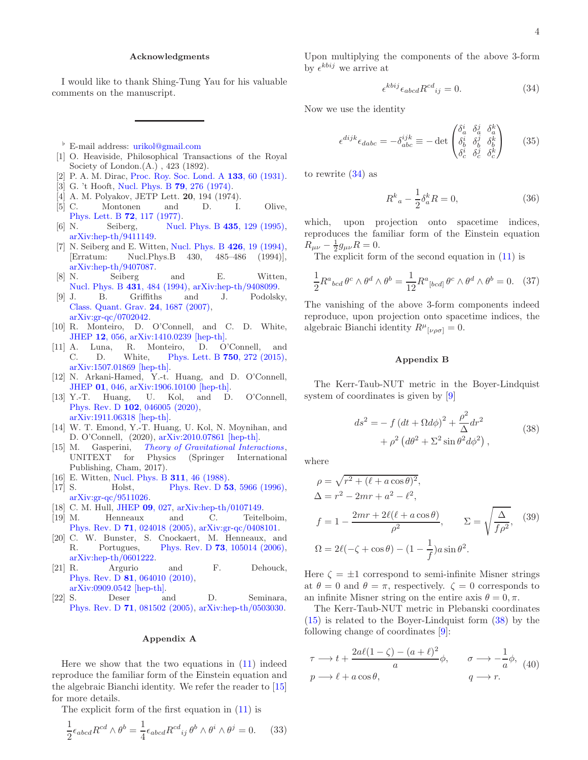### Acknowledgments

I would like to thank Shing-Tung Yau for his valuable comments on the manuscript.

---

[♭] E-mail address: urikol@gmail.com

[1] O. Heaviside, Philosophical Transactions of the Royal Society of London.(A.) , 423 (1892).

[2] P. A. M. Dirac, Proc. Roy. Soc. Lond. A **133**, 60 (1931).

[3] G. 't Hooft, Nucl. Phys. B **79**, 276 (1974).

[4] A. M. Polyakov, JETP Lett. **20**, 194 (1974).

[5] C. Montonen and D. I. Olive, Phys. Lett. B **72**, 117 (1977).

[6] N. Seiberg, Nucl. Phys. B **435**, 129 (1995), arXiv:hep-th/9411149.

[7] N. Seiberg and E. Witten, Nucl. Phys. B **426**, 19 (1994), [Erratum: Nucl.Phys.B 430, 485–486 (1994)], arXiv:hep-th/9407087.

[8] N. Seiberg and E. Witten, Nucl. Phys. B **431**, 484 (1994), arXiv:hep-th/9408099.

[9] J. B. Griffiths and J. Podolsky, Class. Quant. Grav. **24**, 1687 (2007), arXiv:gr-qc/0702042.

[10] R. Monteiro, D. O'Connell, and C. D. White, JHEP **12**, 056, arXiv:1410.0239 [hep-th].

[11] A. Luna, R. Monteiro, D. O'Connell, and C. D. White, Phys. Lett. B **750**, 272 (2015), arXiv:1507.01869 [hep-th].

[12] N. Arkani-Hamed, Y.-t. Huang, and D. O'Connell, JHEP **01**, 046, arXiv:1906.10100 [hep-th].

[13] Y.-T. Huang, U. Kol, and D. O'Connell, Phys. Rev. D **102**, 046005 (2020), arXiv:1911.06318 [hep-th].

[14] W. T. Emond, Y.-T. Huang, U. Kol, N. Moynihan, and D. O'Connell, (2020), arXiv:2010.07861 [hep-th].

[15] M. Gasperini, *Theory of Gravitational Interactions*, UNITEXT for Physics (Springer International Publishing, Cham, 2017).

[16] E. Witten, Nucl. Phys. B **311**, 46 (1988).

[17] S. Holst, Phys. Rev. D **53**, 5966 (1996), arXiv:gr-qc/9511026.

[18] C. M. Hull, JHEP **09**, 027, arXiv:hep-th/0107149.

[19] M. Henneaux and C. Teitelboim, Phys. Rev. D **71**, 024018 (2005), arXiv:gr-qc/0408101.

[20] C. W. Bunster, S. Cnockaert, M. Henneaux, and R. Portugues, Phys. Rev. D **73**, 105014 (2006), arXiv:hep-th/0601222.

[21] R. Argurio and F. Dehouck, Phys. Rev. D **81**, 064010 (2010), arXiv:0909.0542 [hep-th].

[22] S. Deser and D. Seminara, Phys. Rev. D **71**, 081502 (2005), arXiv:hep-th/0503030.

### Appendix A

Here we show that the two equations in (11) indeed reproduce the familiar form of the Einstein equation and the algebraic Bianchi identity. We refer the reader to [15] for more details.

The explicit form of the first equation in (11) is

$$\frac{1}{2}\epsilon_{abcd}R^{cd}\wedge\theta^b = \frac{1}{4}\epsilon_{abcd}R^{cd}{}_{ij}\,\theta^b\wedge\theta^i\wedge\theta^j = 0. \tag{33}$$

Upon multiplying the components of the above 3-form by $\epsilon^{kbij}$ we arrive at

$$\epsilon^{kbij}\epsilon_{abcd}R^{cd}{}_{ij} = 0. \tag{34}$$

Now we use the identity

$$\epsilon^{dijk}\epsilon_{dabc} = -\delta^{ijk}_{abc} \equiv -\det\begin{pmatrix}\delta^i_a & \delta^j_a & \delta^k_a\\ \delta^i_b & \delta^j_b & \delta^k_b\\ \delta^i_c & \delta^j_c & \delta^k_c\end{pmatrix} \tag{35}$$

to rewrite (34) as

$$R^k{}_a - \frac{1}{2}\delta^k_a R = 0, \tag{36}$$

which, upon projection onto spacetime indices, reproduces the familiar form of the Einstein equation $R_{\mu\nu}-\frac{1}{2}g_{\mu\nu}R = 0$.

The explicit form of the second equation in (11) is

$$\frac{1}{2}R^a{}_{bcd}\,\theta^c\wedge\theta^d\wedge\theta^b = \frac{1}{12}R^a{}_{[bcd]}\,\theta^c\wedge\theta^d\wedge\theta^b = 0. \tag{37}$$

The vanishing of the above 3-form components indeed reproduce, upon projection onto spacetime indices, the algebraic Bianchi identity $R^\mu{}_{[\nu\rho\sigma]} = 0$.

### Appendix B

The Kerr-Taub-NUT metric in the Boyer-Lindquist system of coordinates is given by [9]

$$\begin{aligned} ds^2 = &-f\left(dt+\Omega d\phi\right)^2 + \frac{\rho^2}{\Delta}dr^2 \\ &+ \rho^2\left(d\theta^2 + \Sigma^2\sin\theta^2 d\phi^2\right), \end{aligned} \tag{38}$$

where

$$\begin{aligned} &\rho = \sqrt{r^2+(\ell+a\cos\theta)^2},\\ &\Delta = r^2-2mr+a^2-\ell^2,\\ &f = 1-\frac{2mr+2\ell(\ell+a\cos\theta)}{\rho^2}, \qquad \Sigma = \sqrt{\frac{\Delta}{f\rho^2}},\\ &\Omega = 2\ell(-\zeta+\cos\theta) - (1-\frac{1}{f})a\sin\theta^2. \end{aligned} \tag{39}$$

Here $\zeta = \pm 1$ correspond to semi-infinite Misner strings at $\theta = 0$ and $\theta = \pi$, respectively. $\zeta = 0$ corresponds to an infinite Misner string on the entire axis $\theta = 0,\pi$.

The Kerr-Taub-NUT metric in Plebanski coordinates (15) is related to the Boyer-Lindquist form (38) by the following change of coordinates [9]:

$$\begin{aligned} &\tau \longrightarrow t + \frac{2a\ell(1-\zeta)-(a+\ell)^2}{a}\phi, \qquad \sigma \longrightarrow -\frac{1}{a}\phi,\\ &p \longrightarrow \ell + a\cos\theta, \qquad\qquad\qquad\qquad\quad q \longrightarrow r. \end{aligned} \tag{40}$$